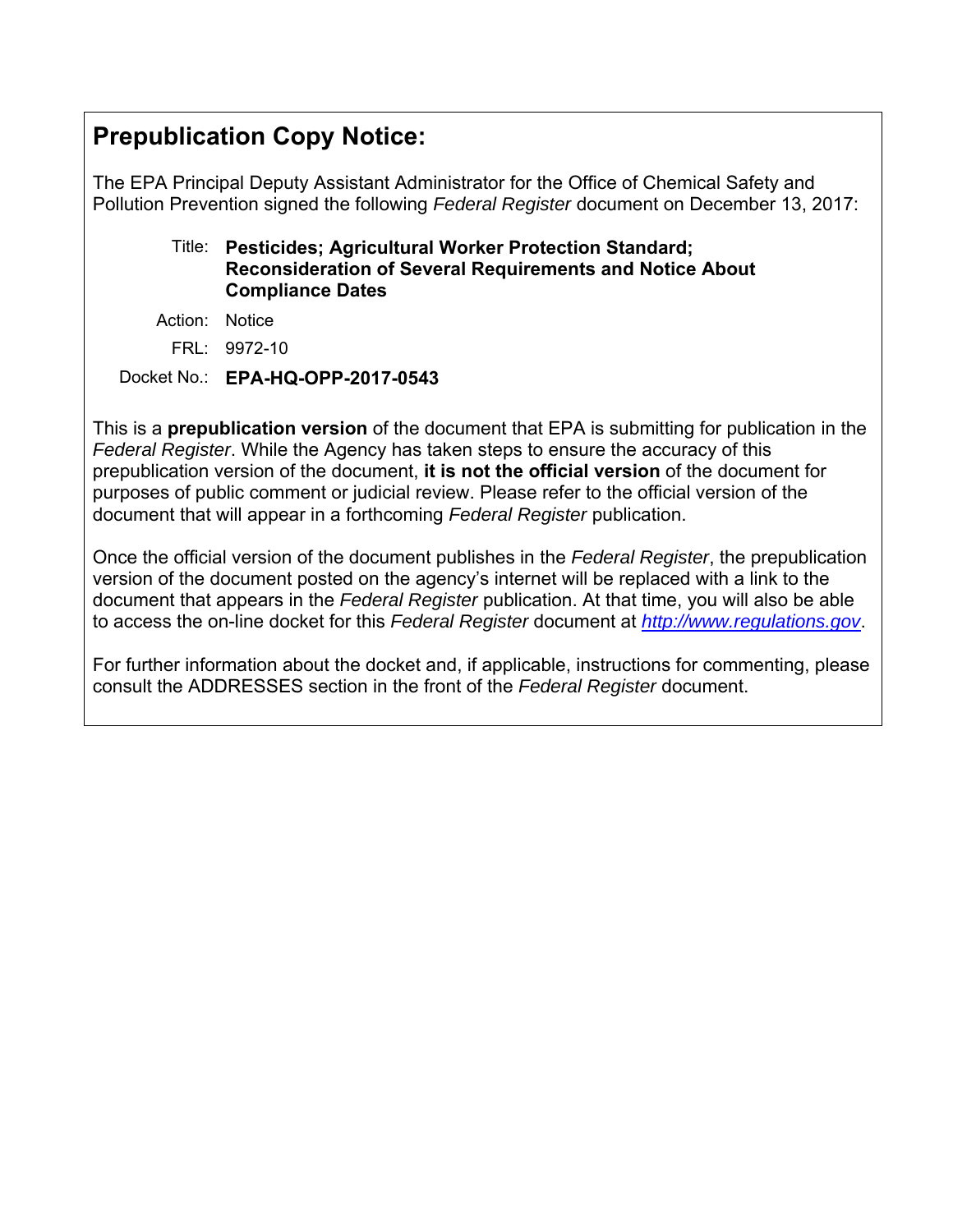## Prepublication Copy Notice:

The EPA Principal Deputy Assistant Administrator for the Office of Chemical Safety and Pollution Prevention signed the following *Federal Register* document on December 13, 2017:

Title: **Pesticides; Agricultural Worker Protection Standard; Reconsideration of Several Requirements and Notice About Compliance Dates**

Action: Notice

FRL: 9972-10

Docket No.: **EPA-HQ-OPP-2017-0543**

This is a **prepublication version** of the document that EPA is submitting for publication in the *Federal Register*. While the Agency has taken steps to ensure the accuracy of this prepublication version of the document, **it is not the official version** of the document for purposes of public comment or judicial review. Please refer to the official version of the document that will appear in a forthcoming *Federal Register* publication.

Once the official version of the document publishes in the *Federal Register*, the prepublication version of the document posted on the agency's internet will be replaced with a link to the document that appears in the *Federal Register* publication. At that time, you will also be able to access the on-line docket for this *Federal Register* document at *http://www.regulations.gov*.

For further information about the docket and, if applicable, instructions for commenting, please consult the ADDRESSES section in the front of the *Federal Register* document.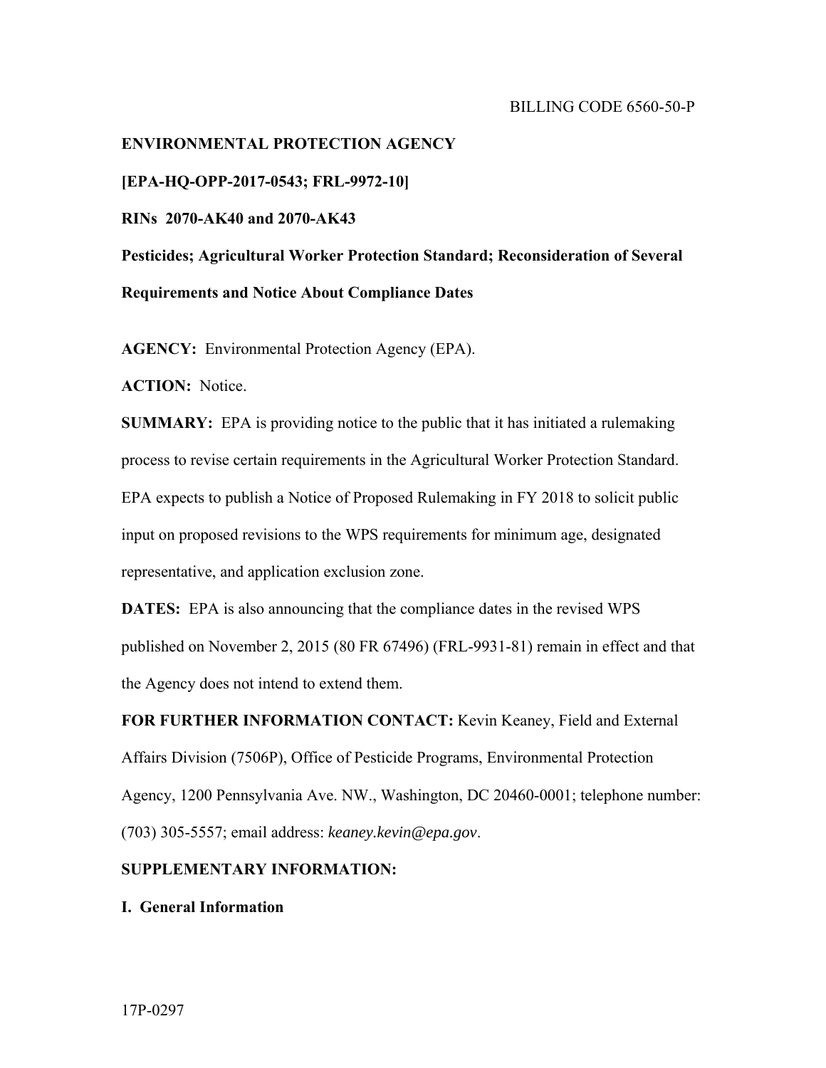BILLING CODE 6560-50-P

**ENVIRONMENTAL PROTECTION AGENCY**

**[EPA-HQ-OPP-2017-0543; FRL-9972-10]**

**RINs 2070-AK40 and 2070-AK43**

**Pesticides; Agricultural Worker Protection Standard; Reconsideration of Several Requirements and Notice About Compliance Dates**

**AGENCY:** Environmental Protection Agency (EPA).

**ACTION:** Notice.

**SUMMARY:** EPA is providing notice to the public that it has initiated a rulemaking process to revise certain requirements in the Agricultural Worker Protection Standard. EPA expects to publish a Notice of Proposed Rulemaking in FY 2018 to solicit public input on proposed revisions to the WPS requirements for minimum age, designated representative, and application exclusion zone.

**DATES:** EPA is also announcing that the compliance dates in the revised WPS published on November 2, 2015 (80 FR 67496) (FRL-9931-81) remain in effect and that the Agency does not intend to extend them.

**FOR FURTHER INFORMATION CONTACT:** Kevin Keaney, Field and External Affairs Division (7506P), Office of Pesticide Programs, Environmental Protection Agency, 1200 Pennsylvania Ave. NW., Washington, DC 20460-0001; telephone number: (703) 305-5557; email address: *keaney.kevin@epa.gov*.

**SUPPLEMENTARY INFORMATION:**

**I. General Information**

17P-0297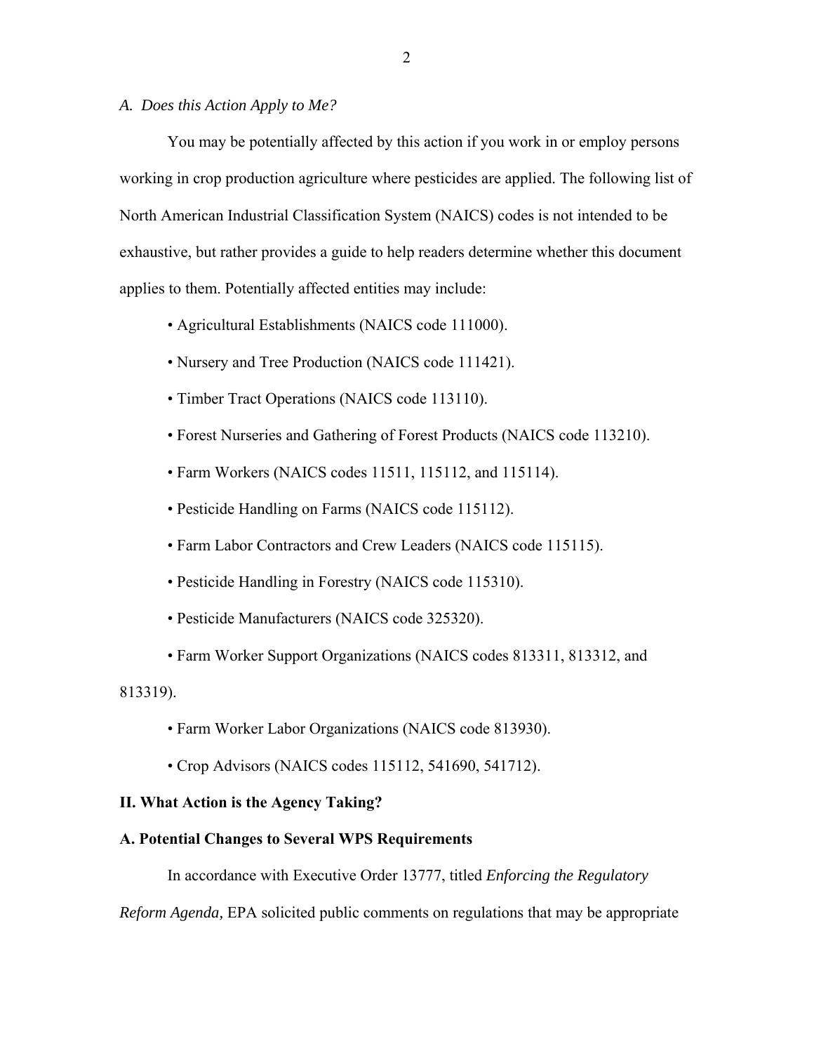*A. Does this Action Apply to Me?*

You may be potentially affected by this action if you work in or employ persons working in crop production agriculture where pesticides are applied. The following list of North American Industrial Classification System (NAICS) codes is not intended to be exhaustive, but rather provides a guide to help readers determine whether this document applies to them. Potentially affected entities may include:

- Agricultural Establishments (NAICS code 111000).
- Nursery and Tree Production (NAICS code 111421).
- Timber Tract Operations (NAICS code 113110).
- Forest Nurseries and Gathering of Forest Products (NAICS code 113210).
- Farm Workers (NAICS codes 11511, 115112, and 115114).
- Pesticide Handling on Farms (NAICS code 115112).
- Farm Labor Contractors and Crew Leaders (NAICS code 115115).
- Pesticide Handling in Forestry (NAICS code 115310).
- Pesticide Manufacturers (NAICS code 325320).
- Farm Worker Support Organizations (NAICS codes 813311, 813312, and 813319).
- Farm Worker Labor Organizations (NAICS code 813930).
- Crop Advisors (NAICS codes 115112, 541690, 541712).

**II. What Action is the Agency Taking?**

**A. Potential Changes to Several WPS Requirements**

In accordance with Executive Order 13777, titled *Enforcing the Regulatory Reform Agenda,* EPA solicited public comments on regulations that may be appropriate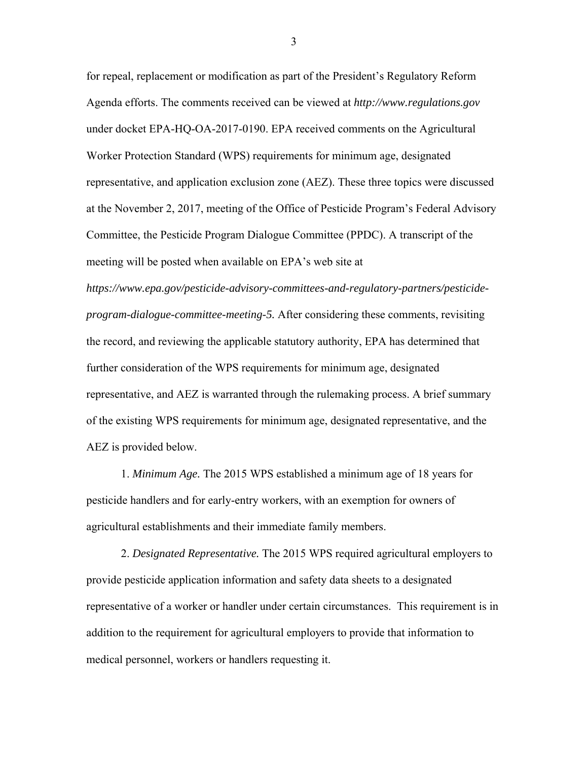for repeal, replacement or modification as part of the President's Regulatory Reform Agenda efforts. The comments received can be viewed at *http://www.regulations.gov* under docket EPA-HQ-OA-2017-0190. EPA received comments on the Agricultural Worker Protection Standard (WPS) requirements for minimum age, designated representative, and application exclusion zone (AEZ). These three topics were discussed at the November 2, 2017, meeting of the Office of Pesticide Program's Federal Advisory Committee, the Pesticide Program Dialogue Committee (PPDC). A transcript of the meeting will be posted when available on EPA's web site at *https://www.epa.gov/pesticide-advisory-committees-and-regulatory-partners/pesticide-program-dialogue-committee-meeting-5.* After considering these comments, revisiting the record, and reviewing the applicable statutory authority, EPA has determined that further consideration of the WPS requirements for minimum age, designated representative, and AEZ is warranted through the rulemaking process. A brief summary of the existing WPS requirements for minimum age, designated representative, and the AEZ is provided below.

1. *Minimum Age.* The 2015 WPS established a minimum age of 18 years for pesticide handlers and for early-entry workers, with an exemption for owners of agricultural establishments and their immediate family members.

2. *Designated Representative.* The 2015 WPS required agricultural employers to provide pesticide application information and safety data sheets to a designated representative of a worker or handler under certain circumstances. This requirement is in addition to the requirement for agricultural employers to provide that information to medical personnel, workers or handlers requesting it.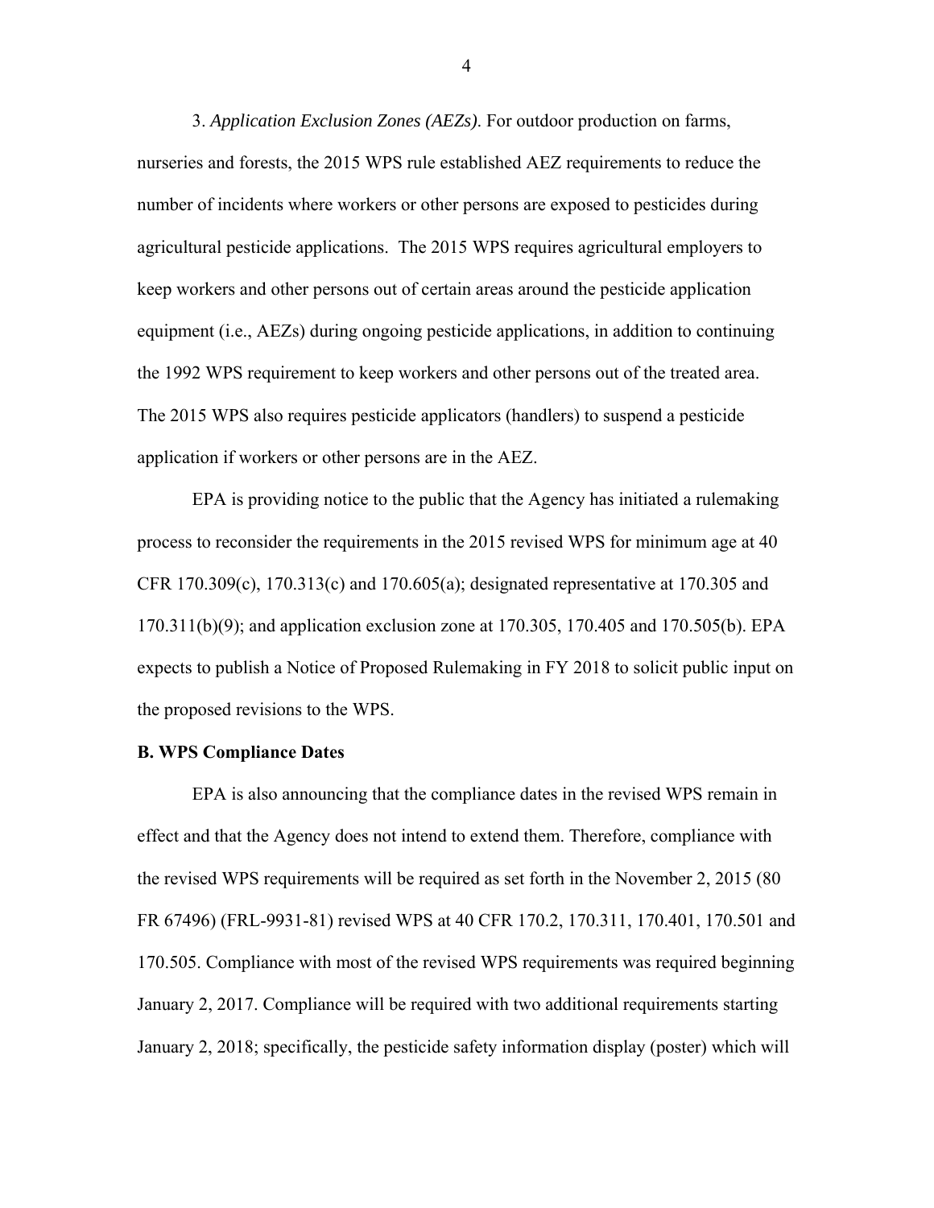3. *Application Exclusion Zones (AEZs)*. For outdoor production on farms, nurseries and forests, the 2015 WPS rule established AEZ requirements to reduce the number of incidents where workers or other persons are exposed to pesticides during agricultural pesticide applications. The 2015 WPS requires agricultural employers to keep workers and other persons out of certain areas around the pesticide application equipment (i.e., AEZs) during ongoing pesticide applications, in addition to continuing the 1992 WPS requirement to keep workers and other persons out of the treated area. The 2015 WPS also requires pesticide applicators (handlers) to suspend a pesticide application if workers or other persons are in the AEZ.

EPA is providing notice to the public that the Agency has initiated a rulemaking process to reconsider the requirements in the 2015 revised WPS for minimum age at 40 CFR 170.309(c), 170.313(c) and 170.605(a); designated representative at 170.305 and 170.311(b)(9); and application exclusion zone at 170.305, 170.405 and 170.505(b). EPA expects to publish a Notice of Proposed Rulemaking in FY 2018 to solicit public input on the proposed revisions to the WPS.

**B. WPS Compliance Dates**

EPA is also announcing that the compliance dates in the revised WPS remain in effect and that the Agency does not intend to extend them. Therefore, compliance with the revised WPS requirements will be required as set forth in the November 2, 2015 (80 FR 67496) (FRL-9931-81) revised WPS at 40 CFR 170.2, 170.311, 170.401, 170.501 and 170.505. Compliance with most of the revised WPS requirements was required beginning January 2, 2017. Compliance will be required with two additional requirements starting January 2, 2018; specifically, the pesticide safety information display (poster) which will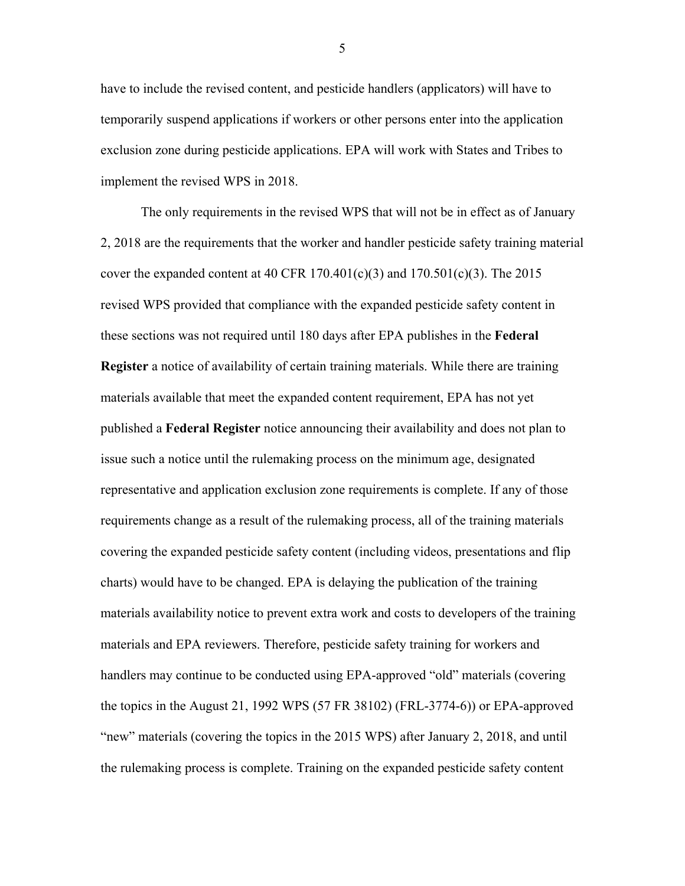have to include the revised content, and pesticide handlers (applicators) will have to temporarily suspend applications if workers or other persons enter into the application exclusion zone during pesticide applications. EPA will work with States and Tribes to implement the revised WPS in 2018.

The only requirements in the revised WPS that will not be in effect as of January 2, 2018 are the requirements that the worker and handler pesticide safety training material cover the expanded content at 40 CFR 170.401(c)(3) and 170.501(c)(3). The 2015 revised WPS provided that compliance with the expanded pesticide safety content in these sections was not required until 180 days after EPA publishes in the **Federal Register** a notice of availability of certain training materials. While there are training materials available that meet the expanded content requirement, EPA has not yet published a **Federal Register** notice announcing their availability and does not plan to issue such a notice until the rulemaking process on the minimum age, designated representative and application exclusion zone requirements is complete. If any of those requirements change as a result of the rulemaking process, all of the training materials covering the expanded pesticide safety content (including videos, presentations and flip charts) would have to be changed. EPA is delaying the publication of the training materials availability notice to prevent extra work and costs to developers of the training materials and EPA reviewers. Therefore, pesticide safety training for workers and handlers may continue to be conducted using EPA-approved "old" materials (covering the topics in the August 21, 1992 WPS (57 FR 38102) (FRL-3774-6)) or EPA-approved "new" materials (covering the topics in the 2015 WPS) after January 2, 2018, and until the rulemaking process is complete. Training on the expanded pesticide safety content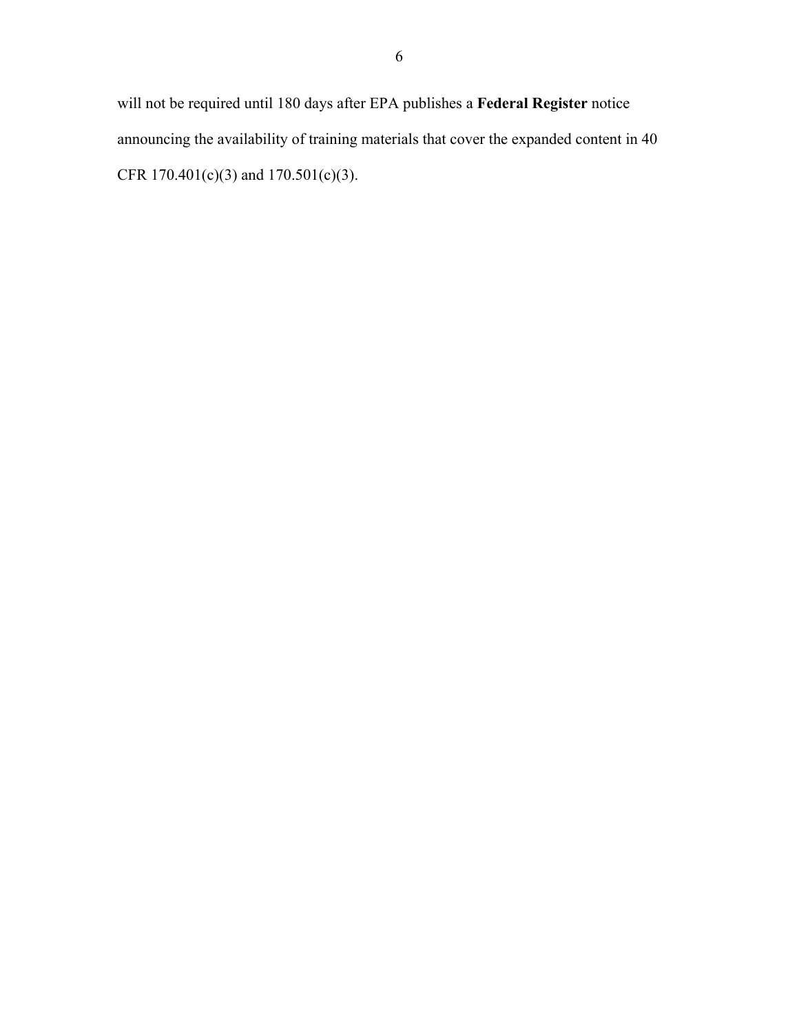will not be required until 180 days after EPA publishes a **Federal Register** notice announcing the availability of training materials that cover the expanded content in 40 CFR 170.401(c)(3) and 170.501(c)(3).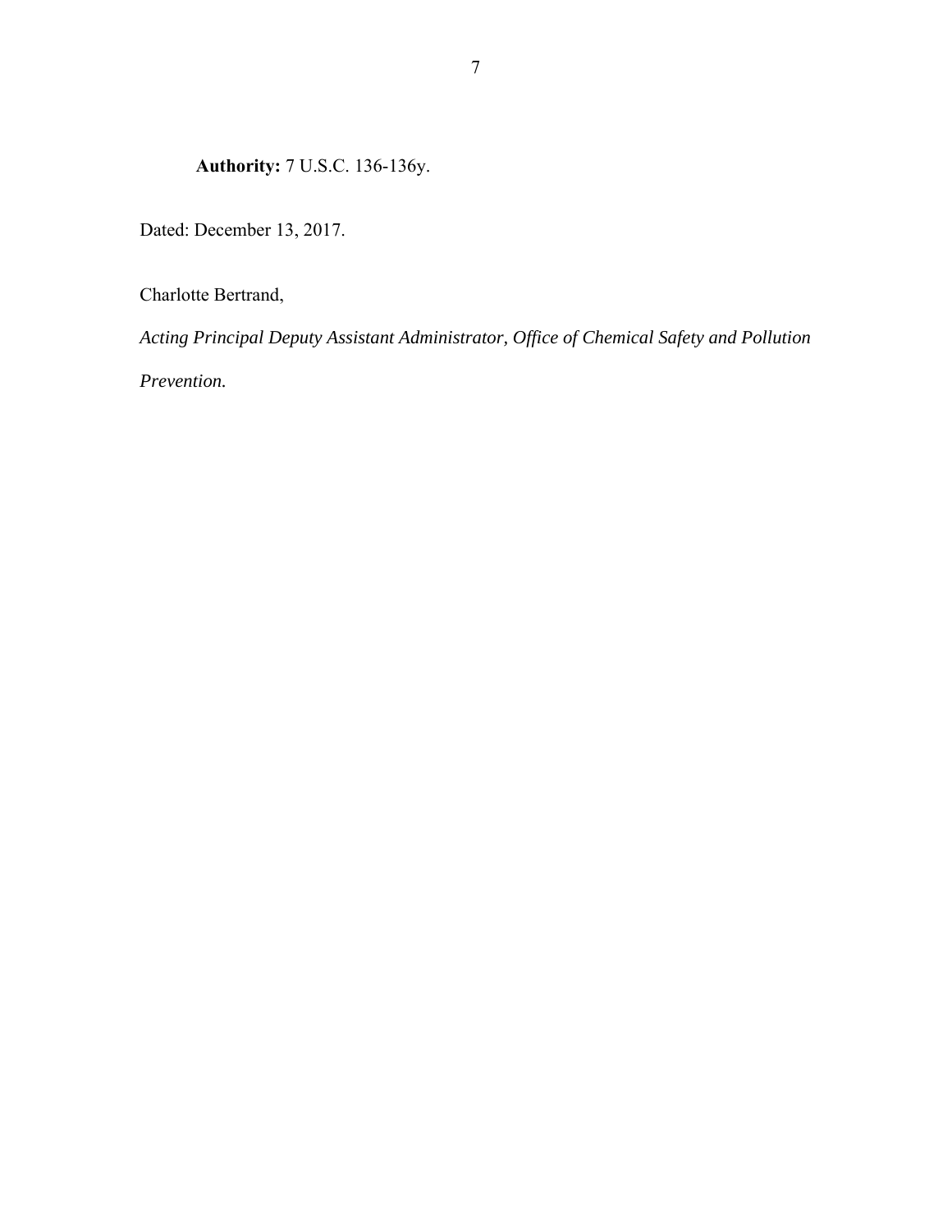**Authority:** 7 U.S.C. 136-136y.

Dated: December 13, 2017.

Charlotte Bertrand,

*Acting Principal Deputy Assistant Administrator, Office of Chemical Safety and Pollution Prevention.*